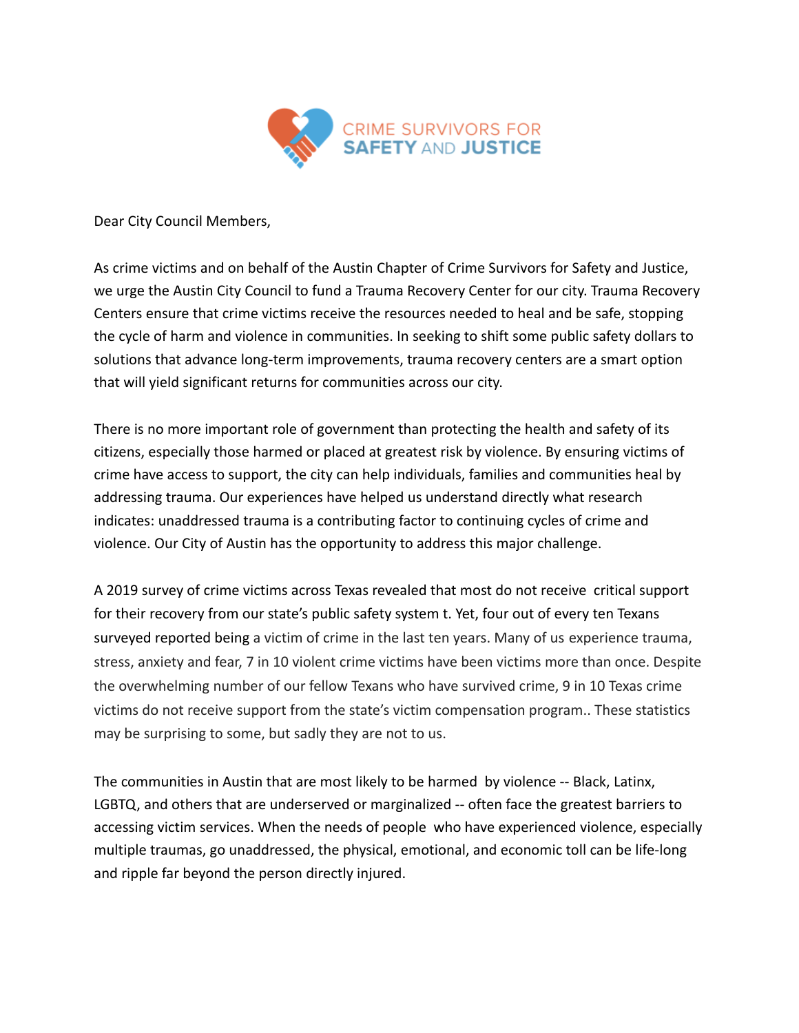CRIME SURVIVORS FOR **SAFETY** AND **JUSTICE**

Dear City Council Members,

As crime victims and on behalf of the Austin Chapter of Crime Survivors for Safety and Justice, we urge the Austin City Council to fund a Trauma Recovery Center for our city. Trauma Recovery Centers ensure that crime victims receive the resources needed to heal and be safe, stopping the cycle of harm and violence in communities. In seeking to shift some public safety dollars to solutions that advance long-term improvements, trauma recovery centers are a smart option that will yield significant returns for communities across our city.

There is no more important role of government than protecting the health and safety of its citizens, especially those harmed or placed at greatest risk by violence. By ensuring victims of crime have access to support, the city can help individuals, families and communities heal by addressing trauma. Our experiences have helped us understand directly what research indicates: unaddressed trauma is a contributing factor to continuing cycles of crime and violence. Our City of Austin has the opportunity to address this major challenge.

A 2019 survey of crime victims across Texas revealed that most do not receive critical support for their recovery from our state's public safety system t. Yet, four out of every ten Texans surveyed reported being a victim of crime in the last ten years. Many of us experience trauma, stress, anxiety and fear, 7 in 10 violent crime victims have been victims more than once. Despite the overwhelming number of our fellow Texans who have survived crime, 9 in 10 Texas crime victims do not receive support from the state's victim compensation program.. These statistics may be surprising to some, but sadly they are not to us.

The communities in Austin that are most likely to be harmed by violence -- Black, Latinx, LGBTQ, and others that are underserved or marginalized -- often face the greatest barriers to accessing victim services. When the needs of people who have experienced violence, especially multiple traumas, go unaddressed, the physical, emotional, and economic toll can be life-long and ripple far beyond the person directly injured.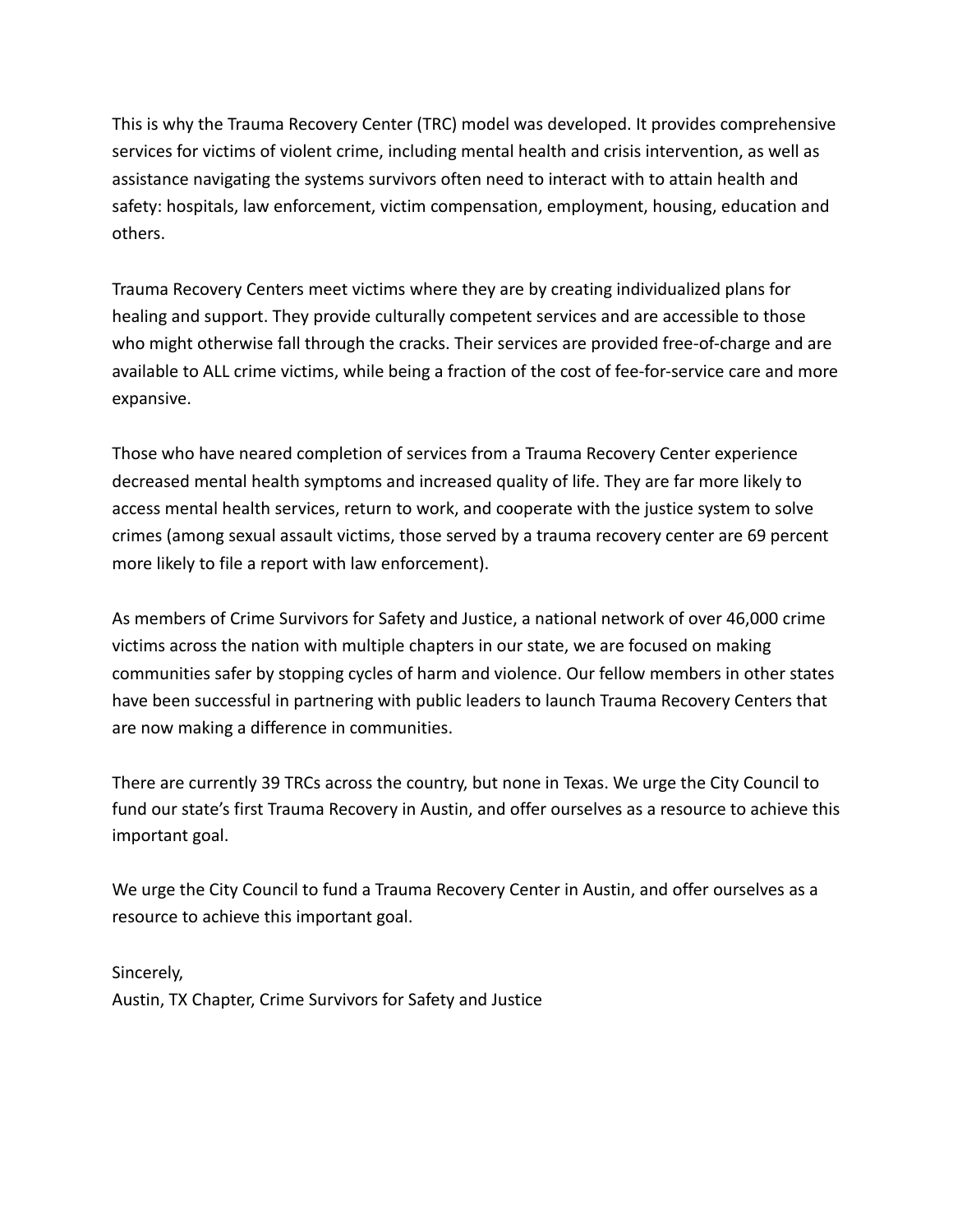This is why the Trauma Recovery Center (TRC) model was developed. It provides comprehensive services for victims of violent crime, including mental health and crisis intervention, as well as assistance navigating the systems survivors often need to interact with to attain health and safety: hospitals, law enforcement, victim compensation, employment, housing, education and others.

Trauma Recovery Centers meet victims where they are by creating individualized plans for healing and support. They provide culturally competent services and are accessible to those who might otherwise fall through the cracks. Their services are provided free-of-charge and are available to ALL crime victims, while being a fraction of the cost of fee-for-service care and more expansive.

Those who have neared completion of services from a Trauma Recovery Center experience decreased mental health symptoms and increased quality of life. They are far more likely to access mental health services, return to work, and cooperate with the justice system to solve crimes (among sexual assault victims, those served by a trauma recovery center are 69 percent more likely to file a report with law enforcement).

As members of Crime Survivors for Safety and Justice, a national network of over 46,000 crime victims across the nation with multiple chapters in our state, we are focused on making communities safer by stopping cycles of harm and violence. Our fellow members in other states have been successful in partnering with public leaders to launch Trauma Recovery Centers that are now making a difference in communities.

There are currently 39 TRCs across the country, but none in Texas. We urge the City Council to fund our state's first Trauma Recovery in Austin, and offer ourselves as a resource to achieve this important goal.

We urge the City Council to fund a Trauma Recovery Center in Austin, and offer ourselves as a resource to achieve this important goal.

Sincerely,  
Austin, TX Chapter, Crime Survivors for Safety and Justice